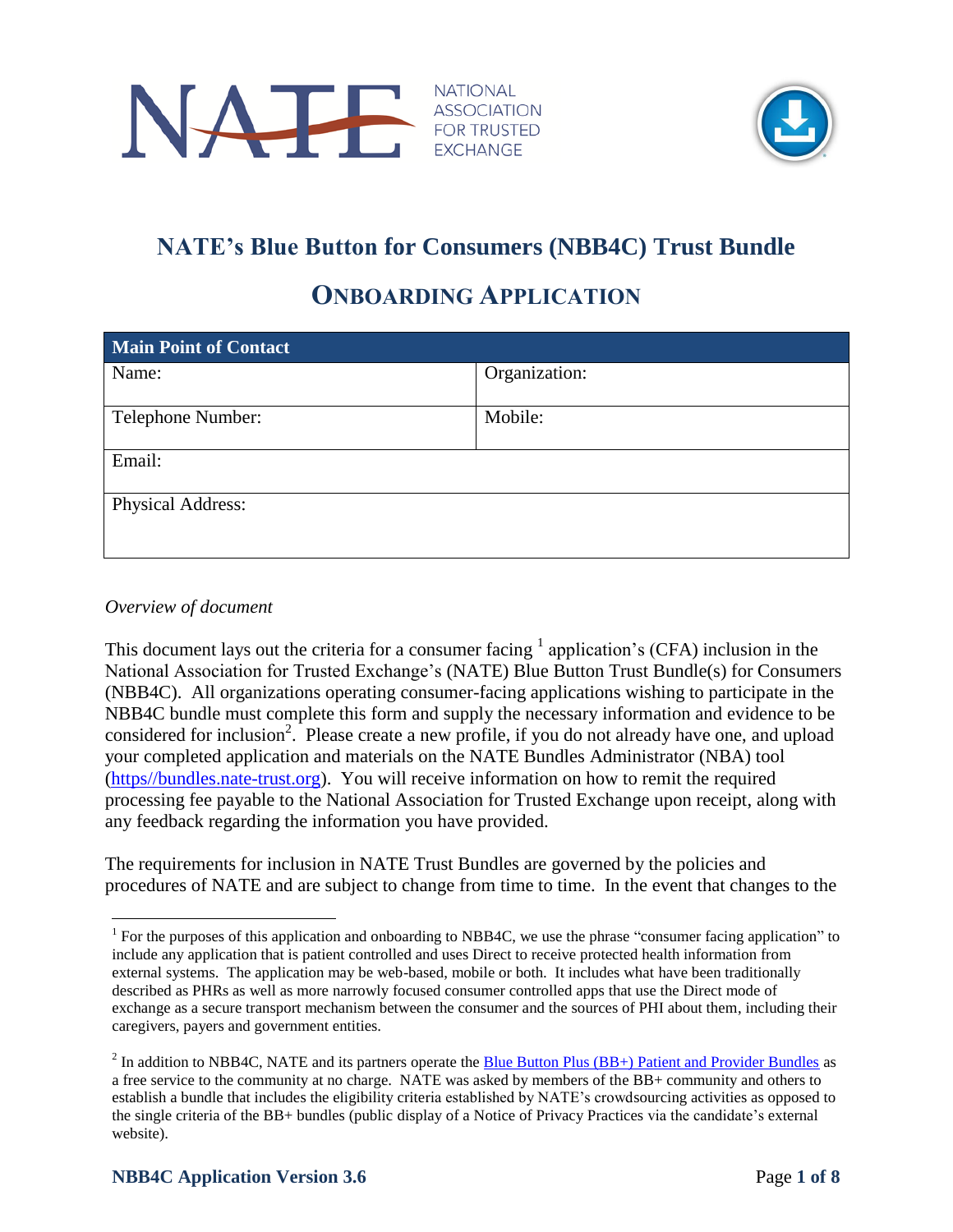NATIONAL ASSOCIATION FOR TRUSTED EXCHANGE

# NATE's Blue Button for Consumers (NBB4C) Trust Bundle

## ONBOARDING APPLICATION

| Main Point of Contact | |
|---|---|
| Name: | Organization: |
| Telephone Number: | Mobile: |
| Email: | |
| Physical Address: | |

*Overview of document*

This document lays out the criteria for a consumer facing [1] application's (CFA) inclusion in the National Association for Trusted Exchange's (NATE) Blue Button Trust Bundle(s) for Consumers (NBB4C). All organizations operating consumer-facing applications wishing to participate in the NBB4C bundle must complete this form and supply the necessary information and evidence to be considered for inclusion[2]. Please create a new profile, if you do not already have one, and upload your completed application and materials on the NATE Bundles Administrator (NBA) tool (https//bundles.nate-trust.org). You will receive information on how to remit the required processing fee payable to the National Association for Trusted Exchange upon receipt, along with any feedback regarding the information you have provided.

The requirements for inclusion in NATE Trust Bundles are governed by the policies and procedures of NATE and are subject to change from time to time. In the event that changes to the

---

[1] For the purposes of this application and onboarding to NBB4C, we use the phrase "consumer facing application" to include any application that is patient controlled and uses Direct to receive protected health information from external systems. The application may be web-based, mobile or both. It includes what have been traditionally described as PHRs as well as more narrowly focused consumer controlled apps that use the Direct mode of exchange as a secure transport mechanism between the consumer and the sources of PHI about them, including their caregivers, payers and government entities.

[2] In addition to NBB4C, NATE and its partners operate the Blue Button Plus (BB+) Patient and Provider Bundles as a free service to the community at no charge. NATE was asked by members of the BB+ community and others to establish a bundle that includes the eligibility criteria established by NATE's crowdsourcing activities as opposed to the single criteria of the BB+ bundles (public display of a Notice of Privacy Practices via the candidate's external website).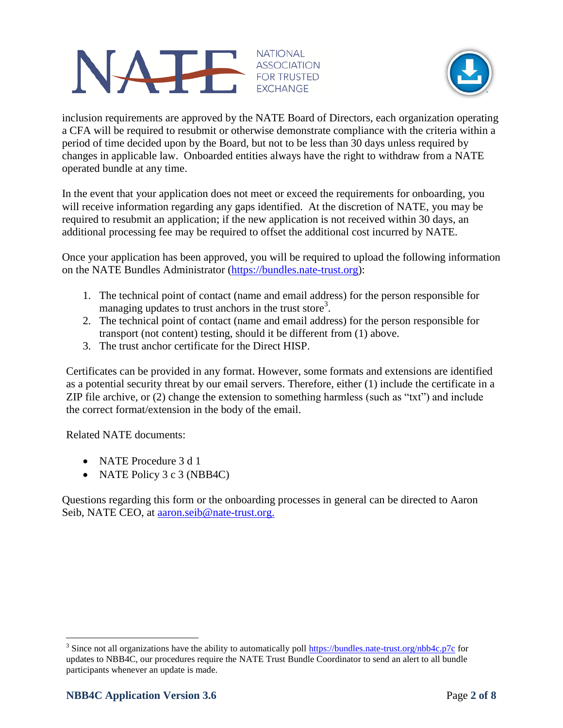inclusion requirements are approved by the NATE Board of Directors, each organization operating a CFA will be required to resubmit or otherwise demonstrate compliance with the criteria within a period of time decided upon by the Board, but not to be less than 30 days unless required by changes in applicable law. Onboarded entities always have the right to withdraw from a NATE operated bundle at any time.

In the event that your application does not meet or exceed the requirements for onboarding, you will receive information regarding any gaps identified. At the discretion of NATE, you may be required to resubmit an application; if the new application is not received within 30 days, an additional processing fee may be required to offset the additional cost incurred by NATE.

Once your application has been approved, you will be required to upload the following information on the NATE Bundles Administrator (https://bundles.nate-trust.org):

1. The technical point of contact (name and email address) for the person responsible for managing updates to trust anchors in the trust store[3].
2. The technical point of contact (name and email address) for the person responsible for transport (not content) testing, should it be different from (1) above.
3. The trust anchor certificate for the Direct HISP.

Certificates can be provided in any format. However, some formats and extensions are identified as a potential security threat by our email servers. Therefore, either (1) include the certificate in a ZIP file archive, or (2) change the extension to something harmless (such as "txt") and include the correct format/extension in the body of the email.

Related NATE documents:

- NATE Procedure 3 d 1
- NATE Policy 3 c 3 (NBB4C)

Questions regarding this form or the onboarding processes in general can be directed to Aaron Seib, NATE CEO, at aaron.seib@nate-trust.org.

[3] Since not all organizations have the ability to automatically poll https://bundles.nate-trust.org/nbb4c.p7c for updates to NBB4C, our procedures require the NATE Trust Bundle Coordinator to send an alert to all bundle participants whenever an update is made.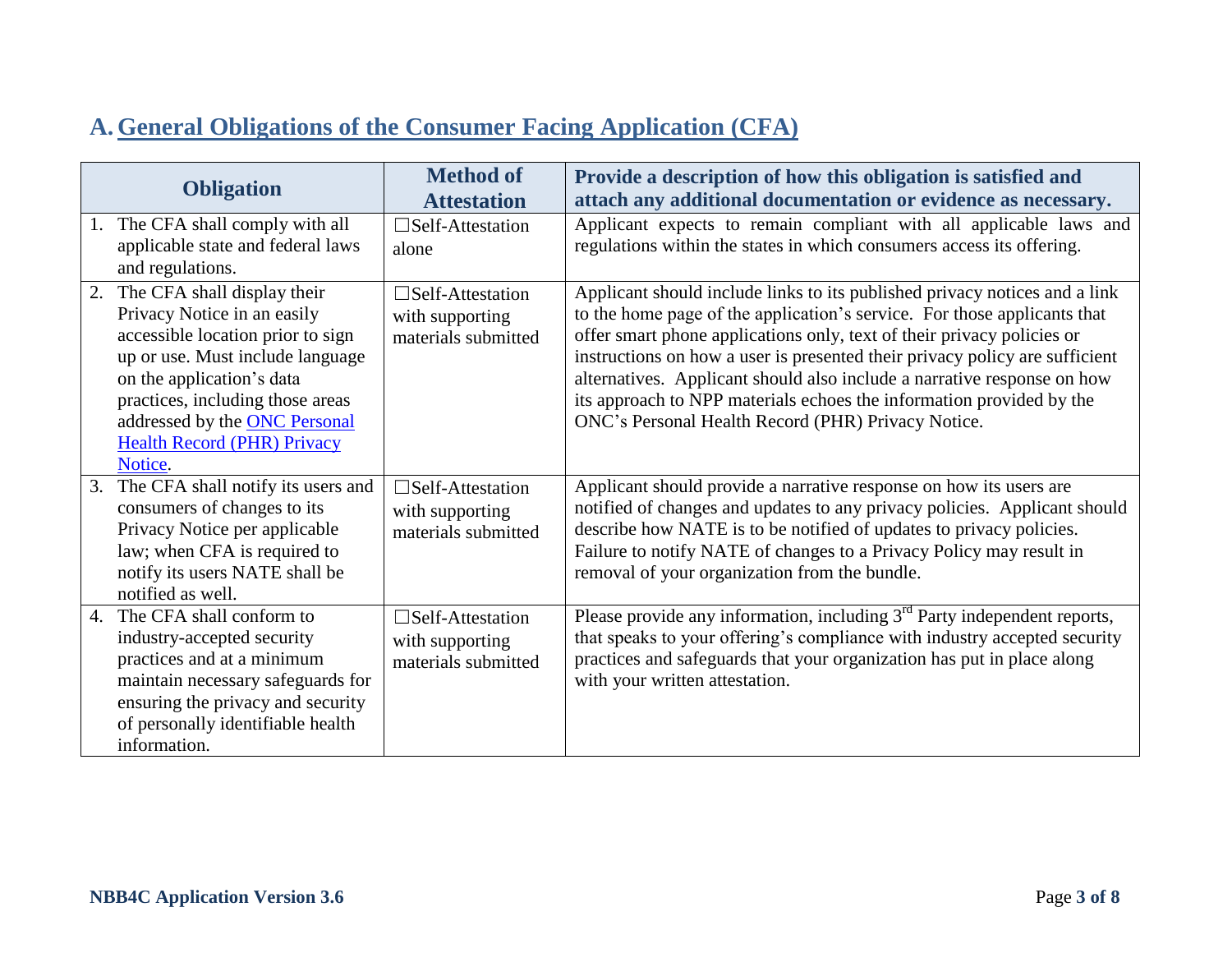## A. General Obligations of the Consumer Facing Application (CFA)

| Obligation | Method of Attestation | Provide a description of how this obligation is satisfied and attach any additional documentation or evidence as necessary. |
|---|---|---|
| 1. The CFA shall comply with all applicable state and federal laws and regulations. | ☐Self-Attestation alone | Applicant expects to remain compliant with all applicable laws and regulations within the states in which consumers access its offering. |
| 2. The CFA shall display their Privacy Notice in an easily accessible location prior to sign up or use. Must include language on the application's data practices, including those areas addressed by the ONC Personal Health Record (PHR) Privacy Notice. | ☐Self-Attestation with supporting materials submitted | Applicant should include links to its published privacy notices and a link to the home page of the application's service. For those applicants that offer smart phone applications only, text of their privacy policies or instructions on how a user is presented their privacy policy are sufficient alternatives. Applicant should also include a narrative response on how its approach to NPP materials echoes the information provided by the ONC's Personal Health Record (PHR) Privacy Notice. |
| 3. The CFA shall notify its users and consumers of changes to its Privacy Notice per applicable law; when CFA is required to notify its users NATE shall be notified as well. | ☐Self-Attestation with supporting materials submitted | Applicant should provide a narrative response on how its users are notified of changes and updates to any privacy policies. Applicant should describe how NATE is to be notified of updates to privacy policies. Failure to notify NATE of changes to a Privacy Policy may result in removal of your organization from the bundle. |
| 4. The CFA shall conform to industry-accepted security practices and at a minimum maintain necessary safeguards for ensuring the privacy and security of personally identifiable health information. | ☐Self-Attestation with supporting materials submitted | Please provide any information, including 3rd Party independent reports, that speaks to your offering's compliance with industry accepted security practices and safeguards that your organization has put in place along with your written attestation. |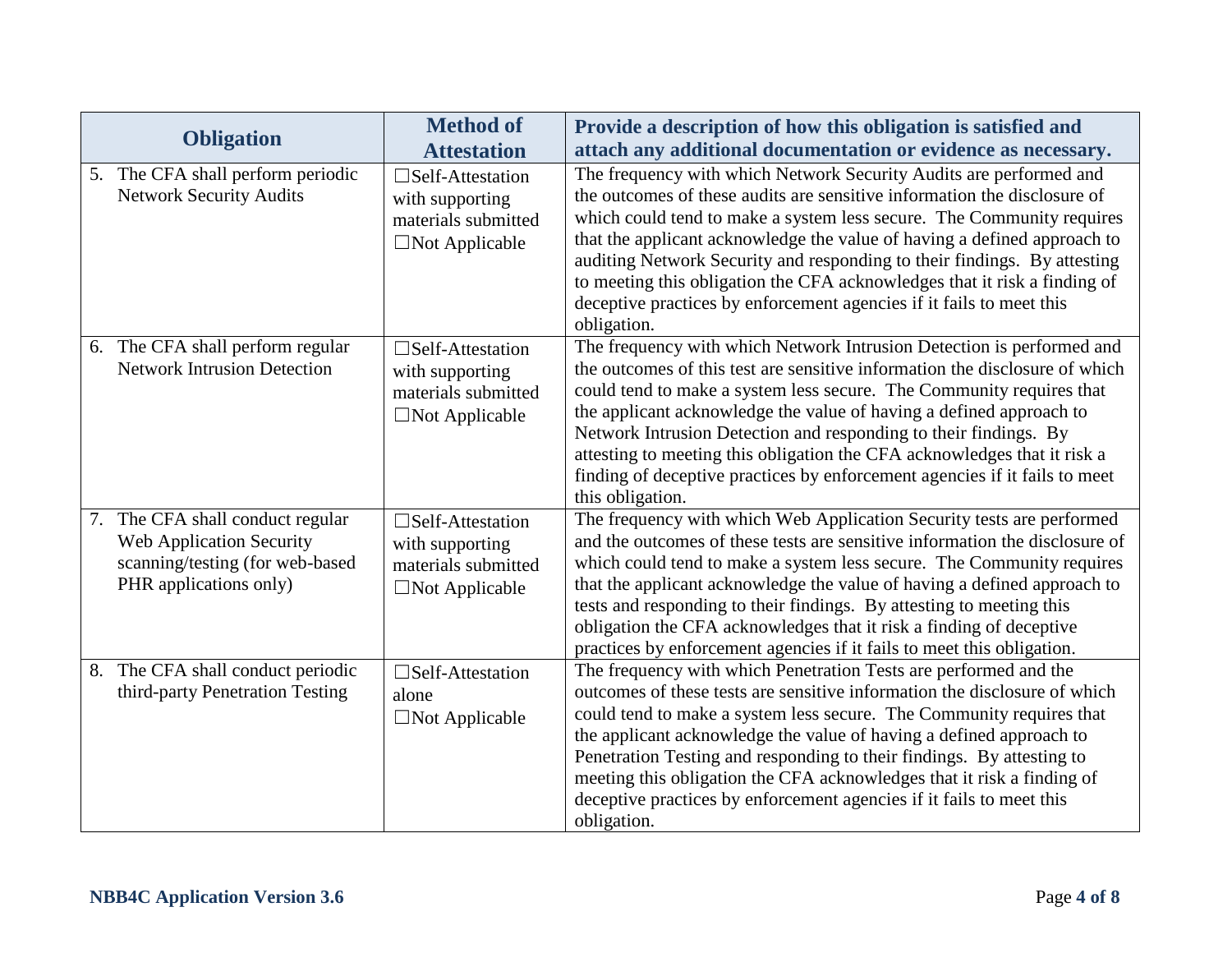| Obligation | Method of Attestation | Provide a description of how this obligation is satisfied and attach any additional documentation or evidence as necessary. |
|---|---|---|
| 5. The CFA shall perform periodic Network Security Audits | ☐Self-Attestation with supporting materials submitted<br>☐Not Applicable | The frequency with which Network Security Audits are performed and the outcomes of these audits are sensitive information the disclosure of which could tend to make a system less secure. The Community requires that the applicant acknowledge the value of having a defined approach to auditing Network Security and responding to their findings. By attesting to meeting this obligation the CFA acknowledges that it risk a finding of deceptive practices by enforcement agencies if it fails to meet this obligation. |
| 6. The CFA shall perform regular Network Intrusion Detection | ☐Self-Attestation with supporting materials submitted<br>☐Not Applicable | The frequency with which Network Intrusion Detection is performed and the outcomes of this test are sensitive information the disclosure of which could tend to make a system less secure. The Community requires that the applicant acknowledge the value of having a defined approach to Network Intrusion Detection and responding to their findings. By attesting to meeting this obligation the CFA acknowledges that it risk a finding of deceptive practices by enforcement agencies if it fails to meet this obligation. |
| 7. The CFA shall conduct regular Web Application Security scanning/testing (for web-based PHR applications only) | ☐Self-Attestation with supporting materials submitted<br>☐Not Applicable | The frequency with which Web Application Security tests are performed and the outcomes of these tests are sensitive information the disclosure of which could tend to make a system less secure. The Community requires that the applicant acknowledge the value of having a defined approach to tests and responding to their findings. By attesting to meeting this obligation the CFA acknowledges that it risk a finding of deceptive practices by enforcement agencies if it fails to meet this obligation. |
| 8. The CFA shall conduct periodic third-party Penetration Testing | ☐Self-Attestation alone<br>☐Not Applicable | The frequency with which Penetration Tests are performed and the outcomes of these tests are sensitive information the disclosure of which could tend to make a system less secure. The Community requires that the applicant acknowledge the value of having a defined approach to Penetration Testing and responding to their findings. By attesting to meeting this obligation the CFA acknowledges that it risk a finding of deceptive practices by enforcement agencies if it fails to meet this obligation. |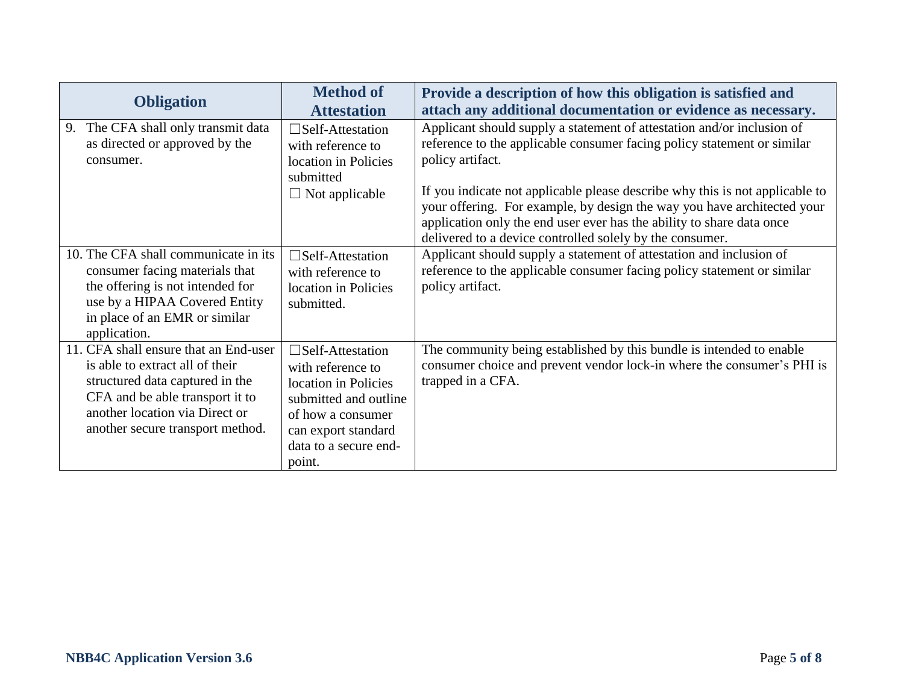| Obligation | Method of Attestation | Provide a description of how this obligation is satisfied and attach any additional documentation or evidence as necessary. |
| --- | --- | --- |
| 9. The CFA shall only transmit data as directed or approved by the consumer. | ☐Self-Attestation with reference to location in Policies submitted<br>☐ Not applicable | Applicant should supply a statement of attestation and/or inclusion of reference to the applicable consumer facing policy statement or similar policy artifact.<br><br>If you indicate not applicable please describe why this is not applicable to your offering. For example, by design the way you have architected your application only the end user ever has the ability to share data once delivered to a device controlled solely by the consumer. |
| 10. The CFA shall communicate in its consumer facing materials that the offering is not intended for use by a HIPAA Covered Entity in place of an EMR or similar application. | ☐Self-Attestation with reference to location in Policies submitted. | Applicant should supply a statement of attestation and inclusion of reference to the applicable consumer facing policy statement or similar policy artifact. |
| 11. CFA shall ensure that an End-user is able to extract all of their structured data captured in the CFA and be able transport it to another location via Direct or another secure transport method. | ☐Self-Attestation with reference to location in Policies submitted and outline of how a consumer can export standard data to a secure end-point. | The community being established by this bundle is intended to enable consumer choice and prevent vendor lock-in where the consumer's PHI is trapped in a CFA. |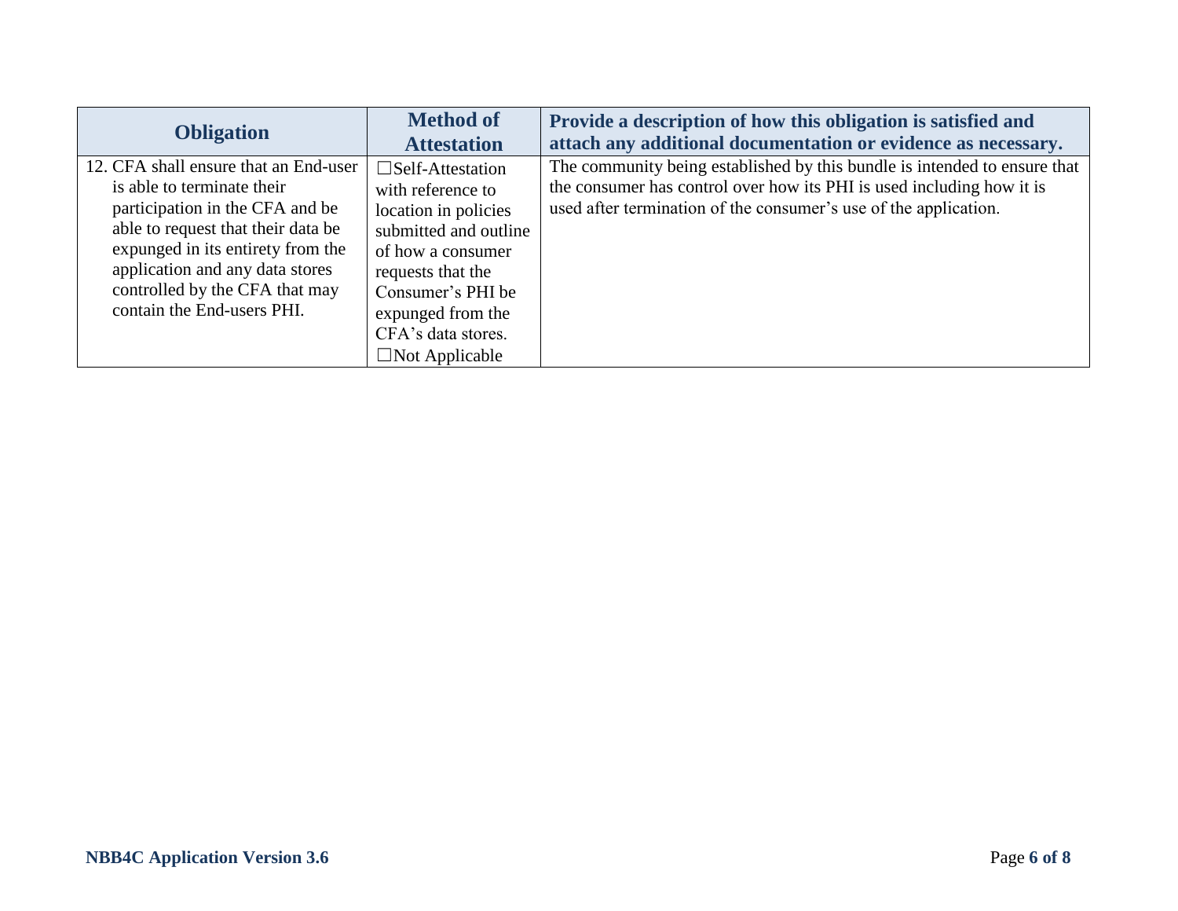| Obligation | Method of Attestation | Provide a description of how this obligation is satisfied and attach any additional documentation or evidence as necessary. |
|---|---|---|
| 12. CFA shall ensure that an End-user is able to terminate their participation in the CFA and be able to request that their data be expunged in its entirety from the application and any data stores controlled by the CFA that may contain the End-users PHI. | ☐Self-Attestation with reference to location in policies submitted and outline of how a consumer requests that the Consumer's PHI be expunged from the CFA's data stores.<br>☐Not Applicable | The community being established by this bundle is intended to ensure that the consumer has control over how its PHI is used including how it is used after termination of the consumer's use of the application. |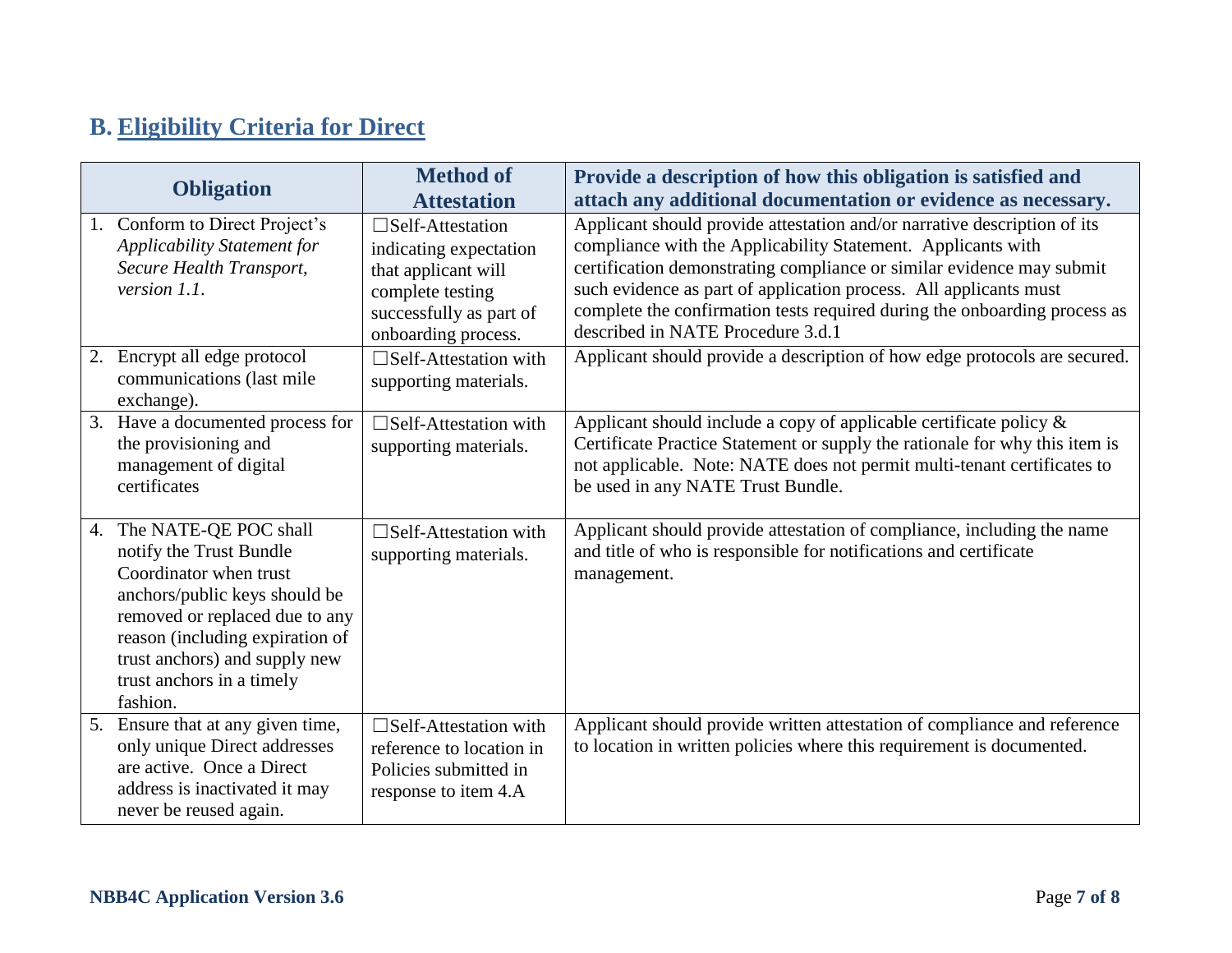## B. Eligibility Criteria for Direct

| Obligation | Method of Attestation | Provide a description of how this obligation is satisfied and attach any additional documentation or evidence as necessary. |
|---|---|---|
| 1. Conform to Direct Project's *Applicability Statement for Secure Health Transport, version 1.1*. | ☐Self-Attestation indicating expectation that applicant will complete testing successfully as part of onboarding process. | Applicant should provide attestation and/or narrative description of its compliance with the Applicability Statement. Applicants with certification demonstrating compliance or similar evidence may submit such evidence as part of application process. All applicants must complete the confirmation tests required during the onboarding process as described in NATE Procedure 3.d.1 |
| 2. Encrypt all edge protocol communications (last mile exchange). | ☐Self-Attestation with supporting materials. | Applicant should provide a description of how edge protocols are secured. |
| 3. Have a documented process for the provisioning and management of digital certificates | ☐Self-Attestation with supporting materials. | Applicant should include a copy of applicable certificate policy & Certificate Practice Statement or supply the rationale for why this item is not applicable. Note: NATE does not permit multi-tenant certificates to be used in any NATE Trust Bundle. |
| 4. The NATE-QE POC shall notify the Trust Bundle Coordinator when trust anchors/public keys should be removed or replaced due to any reason (including expiration of trust anchors) and supply new trust anchors in a timely fashion. | ☐Self-Attestation with supporting materials. | Applicant should provide attestation of compliance, including the name and title of who is responsible for notifications and certificate management. |
| 5. Ensure that at any given time, only unique Direct addresses are active. Once a Direct address is inactivated it may never be reused again. | ☐Self-Attestation with reference to location in Policies submitted in response to item 4.A | Applicant should provide written attestation of compliance and reference to location in written policies where this requirement is documented. |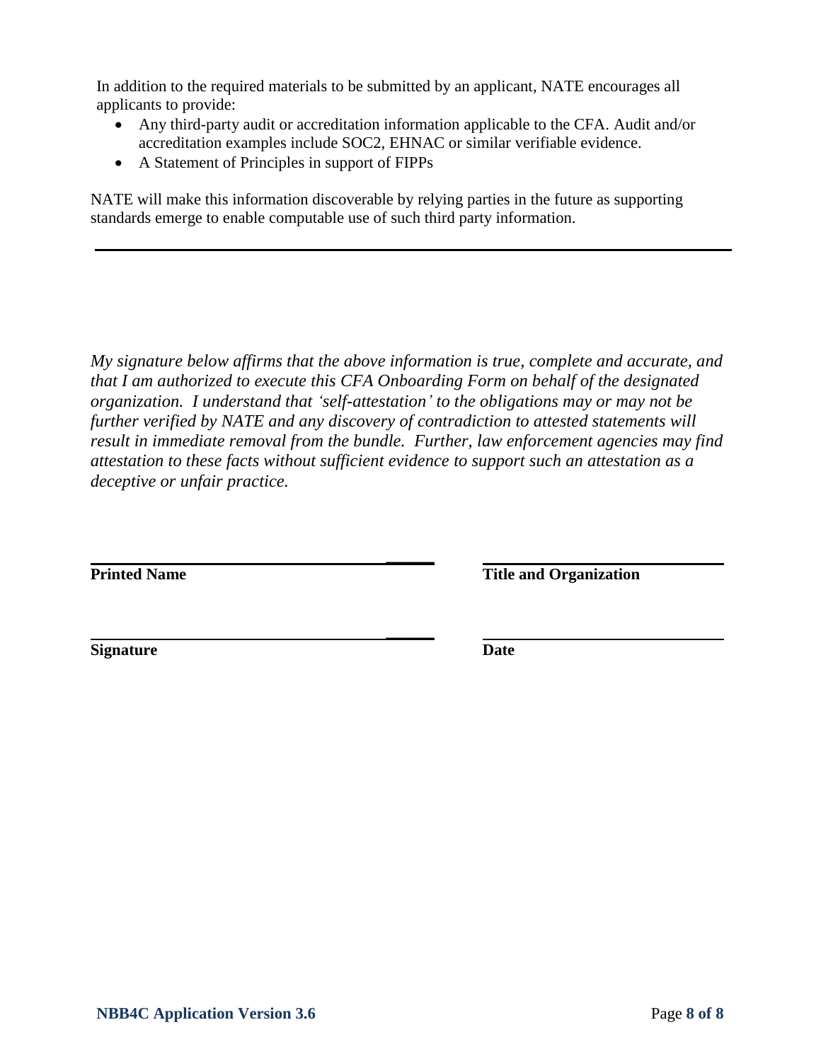In addition to the required materials to be submitted by an applicant, NATE encourages all applicants to provide:

- Any third-party audit or accreditation information applicable to the CFA. Audit and/or accreditation examples include SOC2, EHNAC or similar verifiable evidence.
- A Statement of Principles in support of FIPPs

NATE will make this information discoverable by relying parties in the future as supporting standards emerge to enable computable use of such third party information.

---

*My signature below affirms that the above information is true, complete and accurate, and that I am authorized to execute this CFA Onboarding Form on behalf of the designated organization. I understand that 'self-attestation' to the obligations may or may not be further verified by NATE and any discovery of contradiction to attested statements will result in immediate removal from the bundle. Further, law enforcement agencies may find attestation to these facts without sufficient evidence to support such an attestation as a deceptive or unfair practice.*

| | |
|---|---|
| ______________________________ | ______________________________ |
| **Printed Name** | **Title and Organization** |
| ______________________________ | ______________________________ |
| **Signature** | **Date** |

**NBB4C Application Version 3.6**